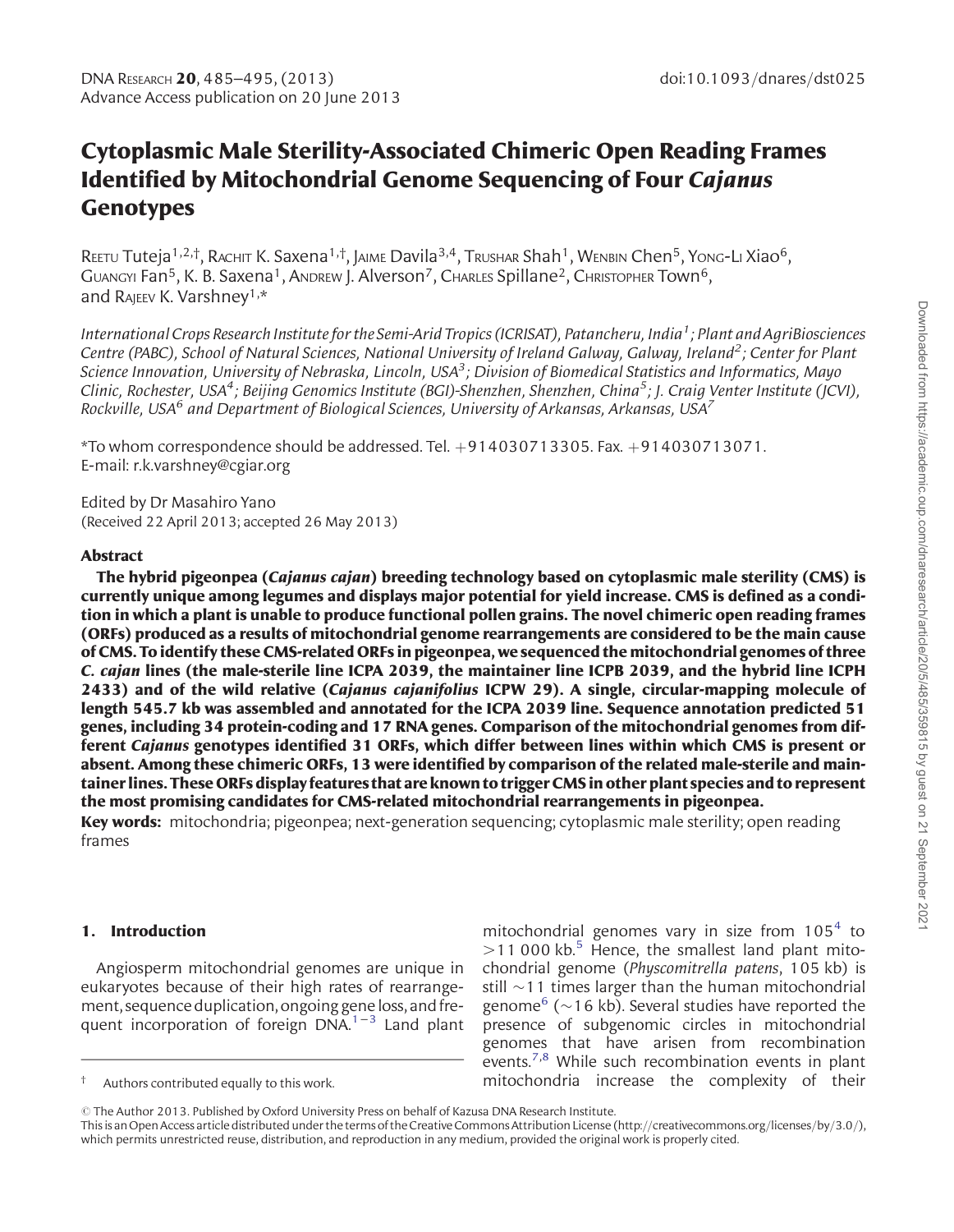# Cytoplasmic Male Sterility-Associated Chimeric Open Reading Frames Identified by Mitochondrial Genome Sequencing of Four *Cajanus* Genotypes

Reetu Tuteja[1,2,†], Rachit K. Saxena[1,†], Jaime Davila[3,4], Trushar Shah[1], Wenbin Chen[5], Yong-Li Xiao[6], Guangyi Fan[5], K. B. Saxena[1], Andrew J. Alverson[7], Charles Spillane[2], Christopher Town[6], and Rajeev K. Varshney[1,*]

*International Crops Research Institute for the Semi-Arid Tropics (ICRISAT), Patancheru, India[1]; Plant and AgriBiosciences Centre (PABC), School of Natural Sciences, National University of Ireland Galway, Galway, Ireland[2]; Center for Plant Science Innovation, University of Nebraska, Lincoln, USA[3]; Division of Biomedical Statistics and Informatics, Mayo Clinic, Rochester, USA[4]; Beijing Genomics Institute (BGI)-Shenzhen, Shenzhen, China[5]; J. Craig Venter Institute (JCVI), Rockville, USA[6] and Department of Biological Sciences, University of Arkansas, Arkansas, USA[7]*

*To whom correspondence should be addressed. Tel. +914030713305. Fax. +914030713071. E-mail: r.k.varshney@cgiar.org

Edited by Dr Masahiro Yano
(Received 22 April 2013; accepted 26 May 2013)

## Abstract

**The hybrid pigeonpea (*Cajanus cajan*) breeding technology based on cytoplasmic male sterility (CMS) is currently unique among legumes and displays major potential for yield increase. CMS is defined as a condition in which a plant is unable to produce functional pollen grains. The novel chimeric open reading frames (ORFs) produced as a results of mitochondrial genome rearrangements are considered to be the main cause of CMS. To identify these CMS-related ORFs in pigeonpea, we sequenced the mitochondrial genomes of three *C. cajan* lines (the male-sterile line ICPA 2039, the maintainer line ICPB 2039, and the hybrid line ICPH 2433) and of the wild relative (*Cajanus cajanifolius* ICPW 29). A single, circular-mapping molecule of length 545.7 kb was assembled and annotated for the ICPA 2039 line. Sequence annotation predicted 51 genes, including 34 protein-coding and 17 RNA genes. Comparison of the mitochondrial genomes from different *Cajanus* genotypes identified 31 ORFs, which differ between lines within which CMS is present or absent. Among these chimeric ORFs, 13 were identified by comparison of the related male-sterile and maintainer lines. These ORFs display features that are known to trigger CMS in other plant species and to represent the most promising candidates for CMS-related mitochondrial rearrangements in pigeonpea.**

**Key words:** mitochondria; pigeonpea; next-generation sequencing; cytoplasmic male sterility; open reading frames

## 1. Introduction

Angiosperm mitochondrial genomes are unique in eukaryotes because of their high rates of rearrangement, sequence duplication, ongoing gene loss, and frequent incorporation of foreign DNA.[1–3] Land plant mitochondrial genomes vary in size from 105[4] to >11 000 kb.[5] Hence, the smallest land plant mitochondrial genome (*Physcomitrella patens*, 105 kb) is still ~11 times larger than the human mitochondrial genome[6] (~16 kb). Several studies have reported the presence of subgenomic circles in mitochondrial genomes that have arisen from recombination events.[7,8] While such recombination events in plant mitochondria increase the complexity of their

† Authors contributed equally to this work.

© The Author 2013. Published by Oxford University Press on behalf of Kazusa DNA Research Institute.
This is an Open Access article distributed under the terms of the Creative Commons Attribution License (http://creativecommons.org/licenses/by/3.0/), which permits unrestricted reuse, distribution, and reproduction in any medium, provided the original work is properly cited.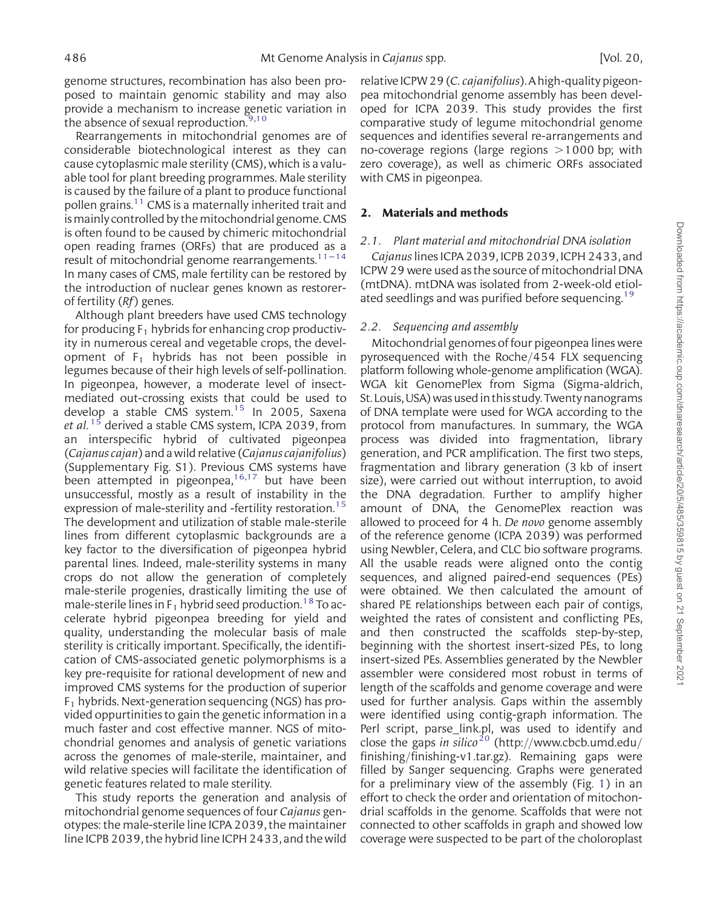genome structures, recombination has also been proposed to maintain genomic stability and may also provide a mechanism to increase genetic variation in the absence of sexual reproduction.[9,10]

Rearrangements in mitochondrial genomes are of considerable biotechnological interest as they can cause cytoplasmic male sterility (CMS), which is a valuable tool for plant breeding programmes. Male sterility is caused by the failure of a plant to produce functional pollen grains.[11] CMS is a maternally inherited trait and is mainly controlled by the mitochondrial genome. CMS is often found to be caused by chimeric mitochondrial open reading frames (ORFs) that are produced as a result of mitochondrial genome rearrangements.[11–14] In many cases of CMS, male fertility can be restored by the introduction of nuclear genes known as restorer-of fertility (*Rf*) genes.

Although plant breeders have used CMS technology for producing $F_1$ hybrids for enhancing crop productivity in numerous cereal and vegetable crops, the development of $F_1$ hybrids has not been possible in legumes because of their high levels of self-pollination. In pigeonpea, however, a moderate level of insect-mediated out-crossing exists that could be used to develop a stable CMS system.[15] In 2005, Saxena *et al.*[15] derived a stable CMS system, ICPA 2039, from an interspecific hybrid of cultivated pigeonpea (*Cajanus cajan*) and a wild relative (*Cajanus cajanifolius*) (Supplementary Fig. S1). Previous CMS systems have been attempted in pigeonpea,[16,17] but have been unsuccessful, mostly as a result of instability in the expression of male-sterility and -fertility restoration.[15] The development and utilization of stable male-sterile lines from different cytoplasmic backgrounds are a key factor to the diversification of pigeonpea hybrid parental lines. Indeed, male-sterility systems in many crops do not allow the generation of completely male-sterile progenies, drastically limiting the use of male-sterile lines in $F_1$ hybrid seed production.[18] To accelerate hybrid pigeonpea breeding for yield and quality, understanding the molecular basis of male sterility is critically important. Specifically, the identification of CMS-associated genetic polymorphisms is a key pre-requisite for rational development of new and improved CMS systems for the production of superior $F_1$ hybrids. Next-generation sequencing (NGS) has provided oppurtinities to gain the genetic information in a much faster and cost effective manner. NGS of mitochondrial genomes and analysis of genetic variations across the genomes of male-sterile, maintainer, and wild relative species will facilitate the identification of genetic features related to male sterility.

This study reports the generation and analysis of mitochondrial genome sequences of four *Cajanus* genotypes: the male-sterile line ICPA 2039, the maintainer line ICPB 2039, the hybrid line ICPH 2433, and the wild relative ICPW 29 (*C. cajanifolius*). A high-quality pigeonpea mitochondrial genome assembly has been developed for ICPA 2039. This study provides the first comparative study of legume mitochondrial genome sequences and identifies several re-arrangements and no-coverage regions (large regions >1000 bp; with zero coverage), as well as chimeric ORFs associated with CMS in pigeonpea.

## 2. Materials and methods

### 2.1. Plant material and mitochondrial DNA isolation

*Cajanus* lines ICPA 2039, ICPB 2039, ICPH 2433, and ICPW 29 were used as the source of mitochondrial DNA (mtDNA). mtDNA was isolated from 2-week-old etiolated seedlings and was purified before sequencing.[19]

### 2.2. Sequencing and assembly

Mitochondrial genomes of four pigeonpea lines were pyrosequenced with the Roche/454 FLX sequencing platform following whole-genome amplification (WGA). WGA kit GenomePlex from Sigma (Sigma-aldrich, St. Louis, USA) was used in this study. Twenty nanograms of DNA template were used for WGA according to the protocol from manufactures. In summary, the WGA process was divided into fragmentation, library generation, and PCR amplification. The first two steps, fragmentation and library generation (3 kb of insert size), were carried out without interruption, to avoid the DNA degradation. Further to amplify higher amount of DNA, the GenomePlex reaction was allowed to proceed for 4 h. *De novo* genome assembly of the reference genome (ICPA 2039) was performed using Newbler, Celera, and CLC bio software programs. All the usable reads were aligned onto the contig sequences, and aligned paired-end sequences (PEs) were obtained. We then calculated the amount of shared PE relationships between each pair of contigs, weighted the rates of consistent and conflicting PEs, and then constructed the scaffolds step-by-step, beginning with the shortest insert-sized PEs, to long insert-sized PEs. Assemblies generated by the Newbler assembler were considered most robust in terms of length of the scaffolds and genome coverage and were used for further analysis. Gaps within the assembly were identified using contig-graph information. The Perl script, parse_link.pl, was used to identify and close the gaps *in silico*[20] (http://www.cbcb.umd.edu/finishing/finishing-v1.tar.gz). Remaining gaps were filled by Sanger sequencing. Graphs were generated for a preliminary view of the assembly (Fig. 1) in an effort to check the order and orientation of mitochondrial scaffolds in the genome. Scaffolds that were not connected to other scaffolds in graph and showed low coverage were suspected to be part of the choloroplast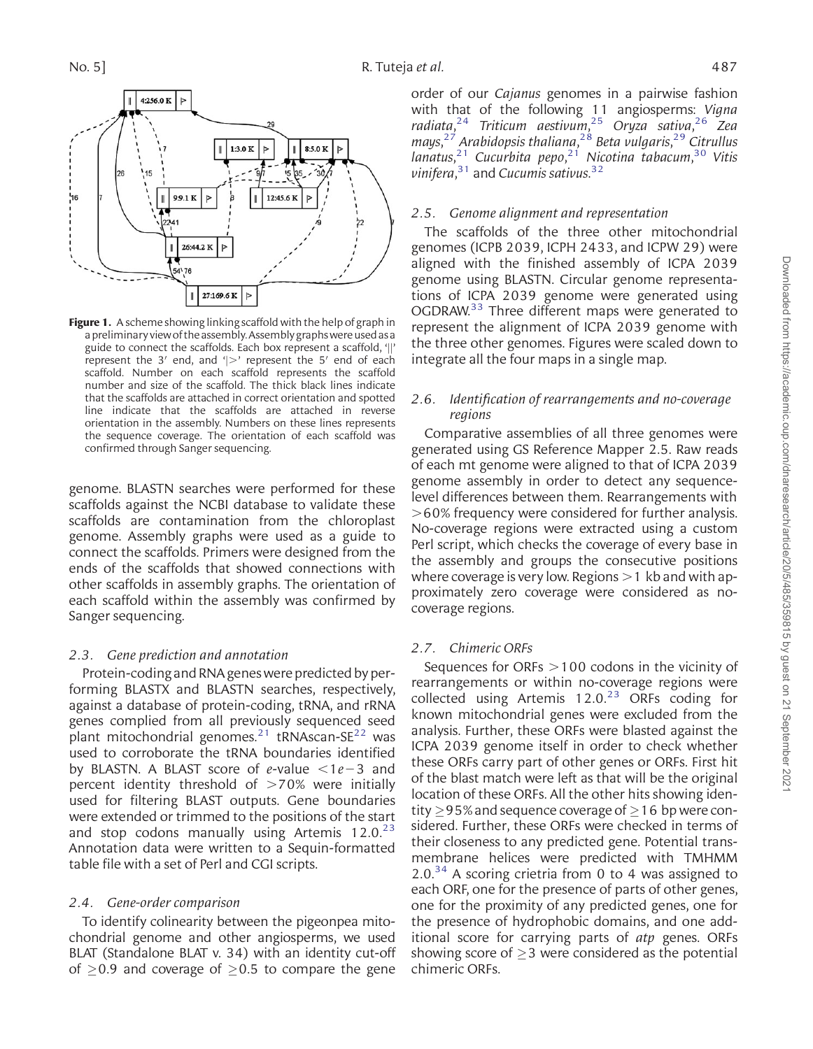Figure 1. A scheme showing linking scaffold with the help of graph in a preliminary view of the assembly. Assembly graphs were used as a guide to connect the scaffolds. Each box represent a scaffold, '||' represent the 3′ end, and '|>' represent the 5′ end of each scaffold. Number on each scaffold represents the scaffold number and size of the scaffold. The thick black lines indicate that the scaffolds are attached in correct orientation and spotted line indicate that the scaffolds are attached in reverse orientation in the assembly. Numbers on these lines represents the sequence coverage. The orientation of each scaffold was confirmed through Sanger sequencing.

genome. BLASTN searches were performed for these scaffolds against the NCBI database to validate these scaffolds are contamination from the chloroplast genome. Assembly graphs were used as a guide to connect the scaffolds. Primers were designed from the ends of the scaffolds that showed connections with other scaffolds in assembly graphs. The orientation of each scaffold within the assembly was confirmed by Sanger sequencing.

### *2.3. Gene prediction and annotation*

Protein-coding and RNA genes were predicted by performing BLASTX and BLASTN searches, respectively, against a database of protein-coding, tRNA, and rRNA genes complied from all previously sequenced seed plant mitochondrial genomes.[21] tRNAscan-SE[22] was used to corroborate the tRNA boundaries identified by BLASTN. A BLAST score of *e*-value $<1e-3$ and percent identity threshold of $>70\%$ were initially used for filtering BLAST outputs. Gene boundaries were extended or trimmed to the positions of the start and stop codons manually using Artemis 12.0.[23] Annotation data were written to a Sequin-formatted table file with a set of Perl and CGI scripts.

### *2.4. Gene-order comparison*

To identify colinearity between the pigeonpea mitochondrial genome and other angiosperms, we used BLAT (Standalone BLAT v. 34) with an identity cut-off of $\geq 0.9$ and coverage of $\geq 0.5$ to compare the gene order of our *Cajanus* genomes in a pairwise fashion with that of the following 11 angiosperms: *Vigna radiata*,[24] *Triticum aestivum*,[25] *Oryza sativa*,[26] *Zea mays*,[27] *Arabidopsis thaliana*,[28] *Beta vulgaris*,[29] *Citrullus lanatus*,[21] *Cucurbita pepo*,[21] *Nicotina tabacum*,[30] *Vitis vinifera*,[31] and *Cucumis sativus*.[32]

### *2.5. Genome alignment and representation*

The scaffolds of the three other mitochondrial genomes (ICPB 2039, ICPH 2433, and ICPW 29) were aligned with the finished assembly of ICPA 2039 genome using BLASTN. Circular genome representations of ICPA 2039 genome were generated using OGDRAW.[33] Three different maps were generated to represent the alignment of ICPA 2039 genome with the three other genomes. Figures were scaled down to integrate all the four maps in a single map.

### *2.6. Identification of rearrangements and no-coverage regions*

Comparative assemblies of all three genomes were generated using GS Reference Mapper 2.5. Raw reads of each mt genome were aligned to that of ICPA 2039 genome assembly in order to detect any sequence-level differences between them. Rearrangements with $>60\%$ frequency were considered for further analysis. No-coverage regions were extracted using a custom Perl script, which checks the coverage of every base in the assembly and groups the consecutive positions where coverage is very low. Regions $>1$ kb and with approximately zero coverage were considered as no-coverage regions.

### *2.7. Chimeric ORFs*

Sequences for ORFs $>100$ codons in the vicinity of rearrangements or within no-coverage regions were collected using Artemis 12.0.[23] ORFs coding for known mitochondrial genes were excluded from the analysis. Further, these ORFs were blasted against the ICPA 2039 genome itself in order to check whether these ORFs carry part of other genes or ORFs. First hit of the blast match were left as that will be the original location of these ORFs. All the other hits showing identity $\geq 95\%$ and sequence coverage of $\geq 16$ bp were considered. Further, these ORFs were checked in terms of their closeness to any predicted gene. Potential transmembrane helices were predicted with TMHMM 2.0.[34] A scoring crietria from 0 to 4 was assigned to each ORF, one for the presence of parts of other genes, one for the proximity of any predicted genes, one for the presence of hydrophobic domains, and one additional score for carrying parts of *atp* genes. ORFs showing score of $\geq 3$ were considered as the potential chimeric ORFs.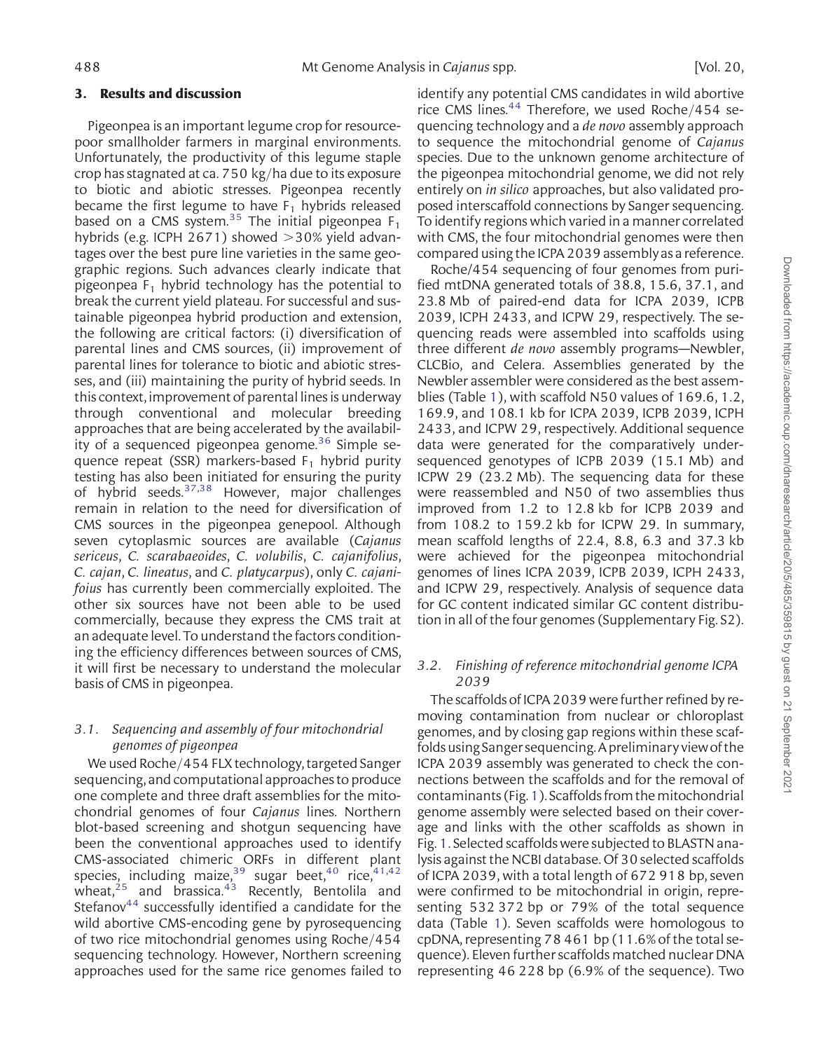## 3. Results and discussion

Pigeonpea is an important legume crop for resource-poor smallholder farmers in marginal environments. Unfortunately, the productivity of this legume staple crop has stagnated at ca. 750 kg/ha due to its exposure to biotic and abiotic stresses. Pigeonpea recently became the first legume to have $F_1$ hybrids released based on a CMS system.[35] The initial pigeonpea $F_1$ hybrids (e.g. ICPH 2671) showed >30% yield advantages over the best pure line varieties in the same geographic regions. Such advances clearly indicate that pigeonpea $F_1$ hybrid technology has the potential to break the current yield plateau. For successful and sustainable pigeonpea hybrid production and extension, the following are critical factors: (i) diversification of parental lines and CMS sources, (ii) improvement of parental lines for tolerance to biotic and abiotic stresses, and (iii) maintaining the purity of hybrid seeds. In this context, improvement of parental lines is underway through conventional and molecular breeding approaches that are being accelerated by the availability of a sequenced pigeonpea genome.[36] Simple sequence repeat (SSR) markers-based $F_1$ hybrid purity testing has also been initiated for ensuring the purity of hybrid seeds.[37,38] However, major challenges remain in relation to the need for diversification of CMS sources in the pigeonpea genepool. Although seven cytoplasmic sources are available (*Cajanus sericeus*, *C. scarabaeoides*, *C. volubilis*, *C. cajanifolius*, *C. cajan*, *C. lineatus*, and *C. platycarpus*), only *C. cajanifoius* has currently been commercially exploited. The other six sources have not been able to be used commercially, because they express the CMS trait at an adequate level. To understand the factors conditioning the efficiency differences between sources of CMS, it will first be necessary to understand the molecular basis of CMS in pigeonpea.

### 3.1. Sequencing and assembly of four mitochondrial genomes of pigeonpea

We used Roche/454 FLX technology, targeted Sanger sequencing, and computational approaches to produce one complete and three draft assemblies for the mitochondrial genomes of four *Cajanus* lines. Northern blot-based screening and shotgun sequencing have been the conventional approaches used to identify CMS-associated chimeric ORFs in different plant species, including maize,[39] sugar beet,[40] rice,[41,42] wheat,[25] and brassica.[43] Recently, Bentolila and Stefanov[44] successfully identified a candidate for the wild abortive CMS-encoding gene by pyrosequencing of two rice mitochondrial genomes using Roche/454 sequencing technology. However, Northern screening approaches used for the same rice genomes failed to identify any potential CMS candidates in wild abortive rice CMS lines.[44] Therefore, we used Roche/454 sequencing technology and a *de novo* assembly approach to sequence the mitochondrial genome of *Cajanus* species. Due to the unknown genome architecture of the pigeonpea mitochondrial genome, we did not rely entirely on *in silico* approaches, but also validated proposed interscaffold connections by Sanger sequencing. To identify regions which varied in a manner correlated with CMS, the four mitochondrial genomes were then compared using the ICPA 2039 assembly as a reference.

Roche/454 sequencing of four genomes from purified mtDNA generated totals of 38.8, 15.6, 37.1, and 23.8 Mb of paired-end data for ICPA 2039, ICPB 2039, ICPH 2433, and ICPW 29, respectively. The sequencing reads were assembled into scaffolds using three different *de novo* assembly programs—Newbler, CLCBio, and Celera. Assemblies generated by the Newbler assembler were considered as the best assemblies (Table 1), with scaffold N50 values of 169.6, 1.2, 169.9, and 108.1 kb for ICPA 2039, ICPB 2039, ICPH 2433, and ICPW 29, respectively. Additional sequence data were generated for the comparatively under-sequenced genotypes of ICPB 2039 (15.1 Mb) and ICPW 29 (23.2 Mb). The sequencing data for these were reassembled and N50 of two assemblies thus improved from 1.2 to 12.8 kb for ICPB 2039 and from 108.2 to 159.2 kb for ICPW 29. In summary, mean scaffold lengths of 22.4, 8.8, 6.3 and 37.3 kb were achieved for the pigeonpea mitochondrial genomes of lines ICPA 2039, ICPB 2039, ICPH 2433, and ICPW 29, respectively. Analysis of sequence data for GC content indicated similar GC content distribution in all of the four genomes (Supplementary Fig. S2).

### 3.2. Finishing of reference mitochondrial genome ICPA 2039

The scaffolds of ICPA 2039 were further refined by removing contamination from nuclear or chloroplast genomes, and by closing gap regions within these scaffolds using Sanger sequencing. A preliminary view of the ICPA 2039 assembly was generated to check the connections between the scaffolds and for the removal of contaminants (Fig. 1). Scaffolds from the mitochondrial genome assembly were selected based on their coverage and links with the other scaffolds as shown in Fig. 1. Selected scaffolds were subjected to BLASTN analysis against the NCBI database. Of 30 selected scaffolds of ICPA 2039, with a total length of 672 918 bp, seven were confirmed to be mitochondrial in origin, representing 532 372 bp or 79% of the total sequence data (Table 1). Seven scaffolds were homologous to cpDNA, representing 78 461 bp (11.6% of the total sequence). Eleven further scaffolds matched nuclear DNA representing 46 228 bp (6.9% of the sequence). Two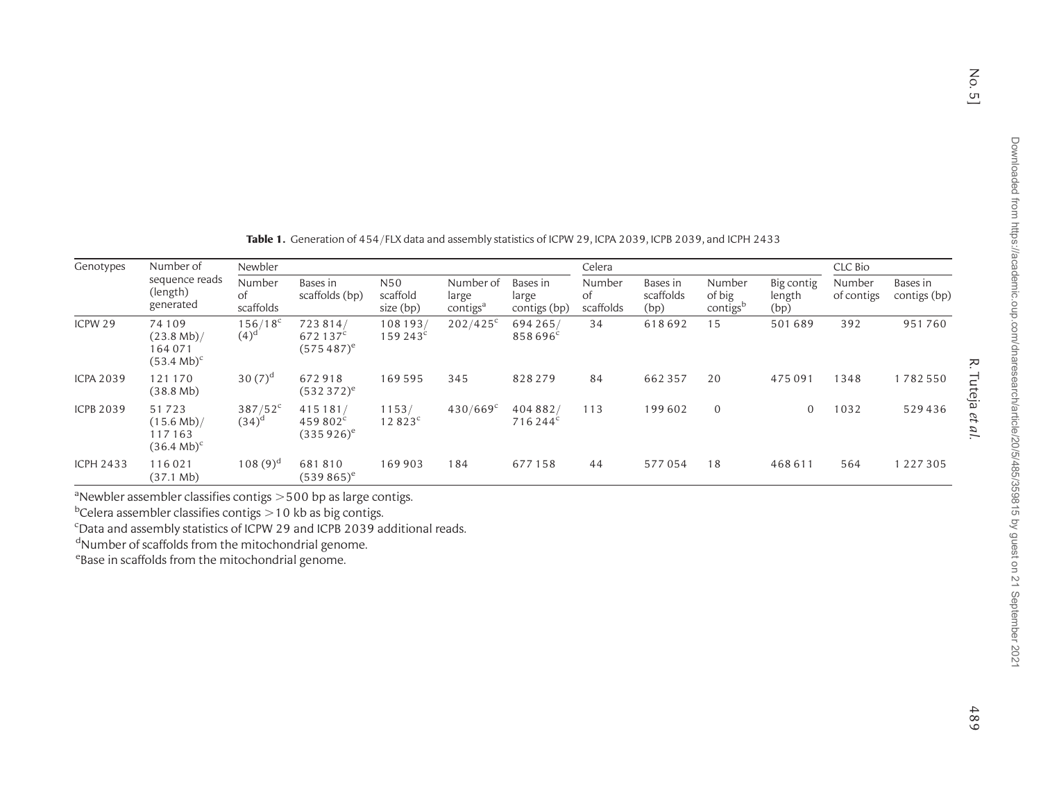**Table 1.** Generation of 454/FLX data and assembly statistics of ICPW 29, ICPA 2039, ICPB 2039, and ICPH 2433

| Genotypes | Number of sequence reads (length) generated | Newbler | | | | | Celera | | | | CLC Bio | |
|---|---|---|---|---|---|---|---|---|---|---|---|---|
| | | Number of scaffolds | Bases in scaffolds (bp) | N50 scaffold size (bp) | Number of large contigs[a] | Bases in large contigs (bp) | Number of scaffolds | Bases in scaffolds (bp) | Number of big contigs[b] | Big contig length (bp) | Number of contigs | Bases in contigs (bp) |
| ICPW 29 | 74 109 (23.8 Mb)/ 164 071 (53.4 Mb)[c] | 156/18[c] (4)[d] | 723 814/ 672 137[c] (575 487)[e] | 108 193/ 159 243[c] | 202/425[c] | 694 265/ 858 696[c] | 34 | 618 692 | 15 | 501 689 | 392 | 951 760 |
| ICPA 2039 | 121 170 (38.8 Mb) | 30 (7)[d] | 672 918 (532 372)[e] | 169 595 | 345 | 828 279 | 84 | 662 357 | 20 | 475 091 | 1348 | 1 782 550 |
| ICPB 2039 | 51 723 (15.6 Mb)/ 117 163 (36.4 Mb)[c] | 387/52[c] (34)[d] | 415 181/ 459 802[c] (335 926)[e] | 1153/ 12 823[c] | 430/669[c] | 404 882/ 716 244[c] | 113 | 199 602 | 0 | 0 | 1032 | 529 436 |
| ICPH 2433 | 116 021 (37.1 Mb) | 108 (9)[d] | 681 810 (539 865)[e] | 169 903 | 184 | 677 158 | 44 | 577 054 | 18 | 468 611 | 564 | 1 227 305 |

[a]Newbler assembler classifies contigs >500 bp as large contigs.
[b]Celera assembler classifies contigs >10 kb as big contigs.
[c]Data and assembly statistics of ICPW 29 and ICPB 2039 additional reads.
[d]Number of scaffolds from the mitochondrial genome.
[e]Base in scaffolds from the mitochondrial genome.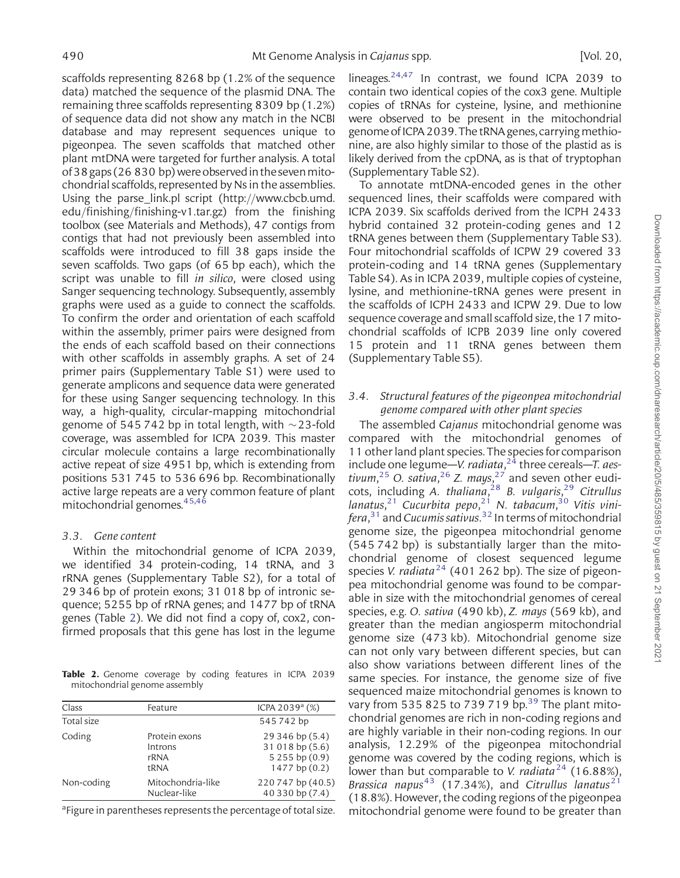scaffolds representing 8268 bp (1.2% of the sequence data) matched the sequence of the plasmid DNA. The remaining three scaffolds representing 8309 bp (1.2%) of sequence data did not show any match in the NCBI database and may represent sequences unique to pigeonpea. The seven scaffolds that matched other plant mtDNA were targeted for further analysis. A total of 38 gaps (26 830 bp) were observed in the seven mitochondrial scaffolds, represented by Ns in the assemblies. Using the parse_link.pl script (http://www.cbcb.umd.edu/finishing/finishing-v1.tar.gz) from the finishing toolbox (see Materials and Methods), 47 contigs from contigs that had not previously been assembled into scaffolds were introduced to fill 38 gaps inside the seven scaffolds. Two gaps (of 65 bp each), which the script was unable to fill *in silico*, were closed using Sanger sequencing technology. Subsequently, assembly graphs were used as a guide to connect the scaffolds. To confirm the order and orientation of each scaffold within the assembly, primer pairs were designed from the ends of each scaffold based on their connections with other scaffolds in assembly graphs. A set of 24 primer pairs (Supplementary Table S1) were used to generate amplicons and sequence data were generated for these using Sanger sequencing technology. In this way, a high-quality, circular-mapping mitochondrial genome of 545 742 bp in total length, with ~23-fold coverage, was assembled for ICPA 2039. This master circular molecule contains a large recombinationally active repeat of size 4951 bp, which is extending from positions 531 745 to 536 696 bp. Recombinationally active large repeats are a very common feature of plant mitochondrial genomes.[45,46]

### 3.3. Gene content

Within the mitochondrial genome of ICPA 2039, we identified 34 protein-coding, 14 tRNA, and 3 rRNA genes (Supplementary Table S2), for a total of 29 346 bp of protein exons; 31 018 bp of intronic sequence; 5255 bp of rRNA genes; and 1477 bp of tRNA genes (Table 2). We did not find a copy of, cox2, confirmed proposals that this gene has lost in the legume lineages.[24,47] In contrast, we found ICPA 2039 to contain two identical copies of the cox3 gene. Multiple copies of tRNAs for cysteine, lysine, and methionine were observed to be present in the mitochondrial genome of ICPA 2039. The tRNA genes, carrying methionine, are also highly similar to those of the plastid as is likely derived from the cpDNA, as is that of tryptophan (Supplementary Table S2).

To annotate mtDNA-encoded genes in the other sequenced lines, their scaffolds were compared with ICPA 2039. Six scaffolds derived from the ICPH 2433 hybrid contained 32 protein-coding genes and 12 tRNA genes between them (Supplementary Table S3). Four mitochondrial scaffolds of ICPW 29 covered 33 protein-coding and 14 tRNA genes (Supplementary Table S4). As in ICPA 2039, multiple copies of cysteine, lysine, and methionine-tRNA genes were present in the scaffolds of ICPH 2433 and ICPW 29. Due to low sequence coverage and small scaffold size, the 17 mitochondrial scaffolds of ICPB 2039 line only covered 15 protein and 11 tRNA genes between them (Supplementary Table S5).

**Table 2.** Genome coverage by coding features in ICPA 2039 mitochondrial genome assembly

| Class | Feature | ICPA 2039[a] (%) |
|---|---|---|
| Total size | | 545 742 bp |
| Coding | Protein exons | 29 346 bp (5.4) |
| | Introns | 31 018 bp (5.6) |
| | rRNA | 5 255 bp (0.9) |
| | tRNA | 1477 bp (0.2) |
| Non-coding | Mitochondria-like | 220 747 bp (40.5) |
| | Nuclear-like | 40 330 bp (7.4) |

[a]Figure in parentheses represents the percentage of total size.

### 3.4. Structural features of the pigeonpea mitochondrial genome compared with other plant species

The assembled *Cajanus* mitochondrial genome was compared with the mitochondrial genomes of 11 other land plant species. The species for comparison include one legume—*V. radiata*,[24] three cereals—*T. aestivum*,[25] *O. sativa*,[26] *Z. mays*,[27] and seven other eudicots, including *A. thaliana*,[28] *B. vulgaris*,[29] *Citrullus lanatus*,[21] *Cucurbita pepo*,[21] *N. tabacum*,[30] *Vitis vinifera*,[31] and *Cucumis sativus*.[32] In terms of mitochondrial genome size, the pigeonpea mitochondrial genome (545 742 bp) is substantially larger than the mitochondrial genome of closest sequenced legume species *V. radiata*[24] (401 262 bp). The size of pigeonpea mitochondrial genome was found to be comparable in size with the mitochondrial genomes of cereal species, e.g. *O. sativa* (490 kb), *Z. mays* (569 kb), and greater than the median angiosperm mitochondrial genome size (473 kb). Mitochondrial genome size can not only vary between different species, but can also show variations between different lines of the same species. For instance, the genome size of five sequenced maize mitochondrial genomes is known to vary from 535 825 to 739 719 bp.[39] The plant mitochondrial genomes are rich in non-coding regions and are highly variable in their non-coding regions. In our analysis, 12.29% of the pigeonpea mitochondrial genome was covered by the coding regions, which is lower than but comparable to *V. radiata*[24] (16.88%), *Brassica napus*[43] (17.34%), and *Citrullus lanatus*[21] (18.8%). However, the coding regions of the pigeonpea mitochondrial genome were found to be greater than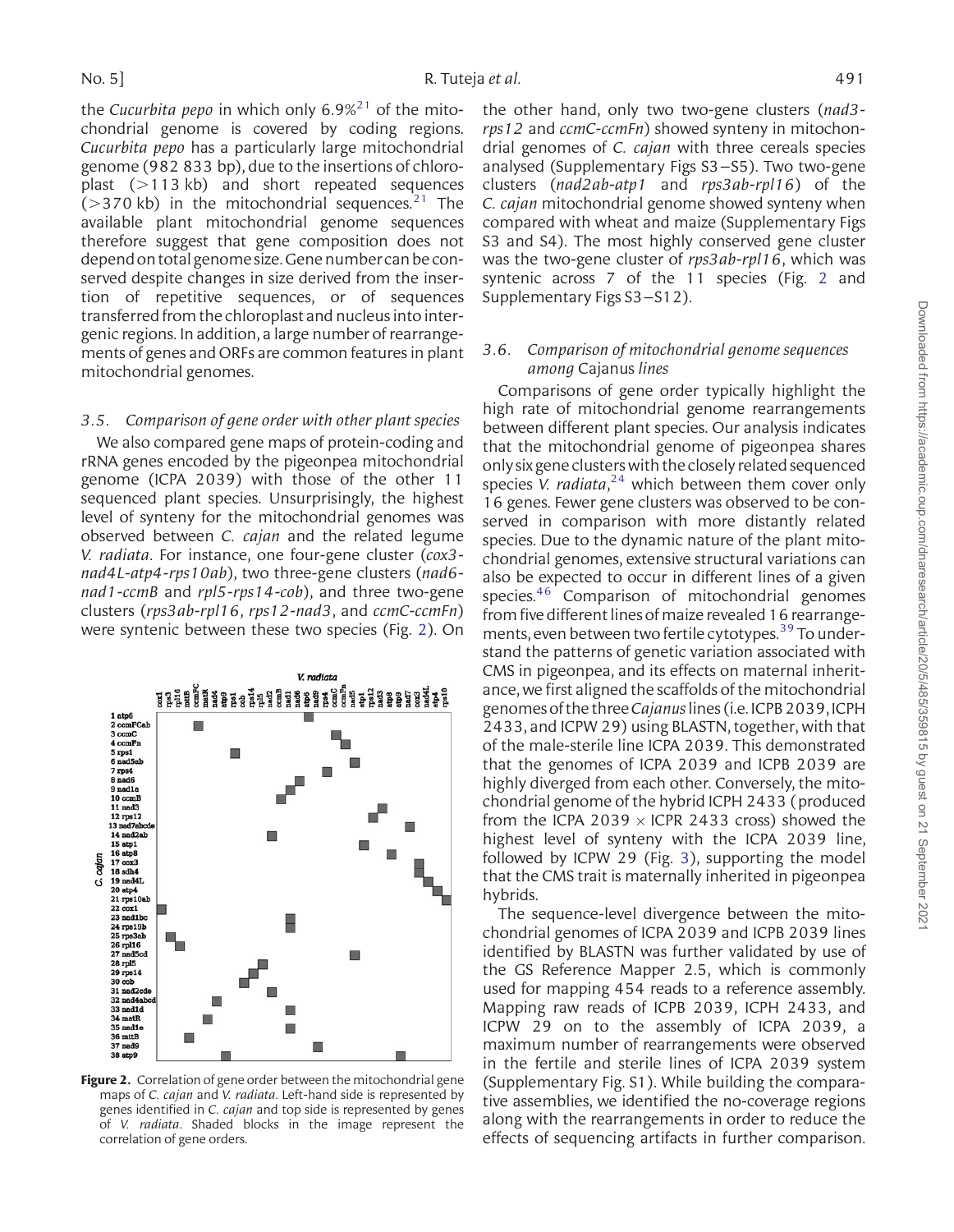the *Cucurbita pepo* in which only 6.9%[21] of the mitochondrial genome is covered by coding regions. *Cucurbita pepo* has a particularly large mitochondrial genome (982 833 bp), due to the insertions of chloroplast (>113 kb) and short repeated sequences (>370 kb) in the mitochondrial sequences.[21] The available plant mitochondrial genome sequences therefore suggest that gene composition does not depend on total genome size. Gene number can be conserved despite changes in size derived from the insertion of repetitive sequences, or of sequences transferred from the chloroplast and nucleus into intergenic regions. In addition, a large number of rearrangements of genes and ORFs are common features in plant mitochondrial genomes.

### *3.5. Comparison of gene order with other plant species*

We also compared gene maps of protein-coding and rRNA genes encoded by the pigeonpea mitochondrial genome (ICPA 2039) with those of the other 11 sequenced plant species. Unsurprisingly, the highest level of synteny for the mitochondrial genomes was observed between *C. cajan* and the related legume *V. radiata*. For instance, one four-gene cluster (*cox3-nad4L-atp4-rps10ab*), two three-gene clusters (*nad6-nad1-ccmB* and *rpl5-rps14-cob*), and three two-gene clusters (*rps3ab-rpl16*, *rps12-nad3*, and *ccmC-ccmFn*) were syntenic between these two species (Fig. 2). On the other hand, only two two-gene clusters (*nad3-rps12* and *ccmC-ccmFn*) showed synteny in mitochondrial genomes of *C. cajan* with three cereals species analysed (Supplementary Figs S3–S5). Two two-gene clusters (*nad2ab-atp1* and *rps3ab-rpl16*) of the *C. cajan* mitochondrial genome showed synteny when compared with wheat and maize (Supplementary Figs S3 and S4). The most highly conserved gene cluster was the two-gene cluster of *rps3ab-rpl16*, which was syntenic across 7 of the 11 species (Fig. 2 and Supplementary Figs S3–S12).

**Figure 2.** Correlation of gene order between the mitochondrial gene maps of *C. cajan* and *V. radiata*. Left-hand side is represented by genes identified in *C. cajan* and top side is represented by genes of *V. radiata*. Shaded blocks in the image represent the correlation of gene orders.

### *3.6. Comparison of mitochondrial genome sequences among* Cajanus *lines*

Comparisons of gene order typically highlight the high rate of mitochondrial genome rearrangements between different plant species. Our analysis indicates that the mitochondrial genome of pigeonpea shares only six gene clusters with the closely related sequenced species *V. radiata*,[24] which between them cover only 16 genes. Fewer gene clusters was observed to be conserved in comparison with more distantly related species. Due to the dynamic nature of the plant mitochondrial genomes, extensive structural variations can also be expected to occur in different lines of a given species.[46] Comparison of mitochondrial genomes from five different lines of maize revealed 16 rearrangements, even between two fertile cytotypes.[39] To understand the patterns of genetic variation associated with CMS in pigeonpea, and its effects on maternal inheritance, we first aligned the scaffolds of the mitochondrial genomes of the three *Cajanus* lines (i.e. ICPB 2039, ICPH 2433, and ICPW 29) using BLASTN, together, with that of the male-sterile line ICPA 2039. This demonstrated that the genomes of ICPA 2039 and ICPB 2039 are highly diverged from each other. Conversely, the mitochondrial genome of the hybrid ICPH 2433 (produced from the ICPA 2039 × ICPR 2433 cross) showed the highest level of synteny with the ICPA 2039 line, followed by ICPW 29 (Fig. 3), supporting the model that the CMS trait is maternally inherited in pigeonpea hybrids.

The sequence-level divergence between the mitochondrial genomes of ICPA 2039 and ICPB 2039 lines identified by BLASTN was further validated by use of the GS Reference Mapper 2.5, which is commonly used for mapping 454 reads to a reference assembly. Mapping raw reads of ICPB 2039, ICPH 2433, and ICPW 29 on to the assembly of ICPA 2039, a maximum number of rearrangements were observed in the fertile and sterile lines of ICPA 2039 system (Supplementary Fig. S1). While building the comparative assemblies, we identified the no-coverage regions along with the rearrangements in order to reduce the effects of sequencing artifacts in further comparison.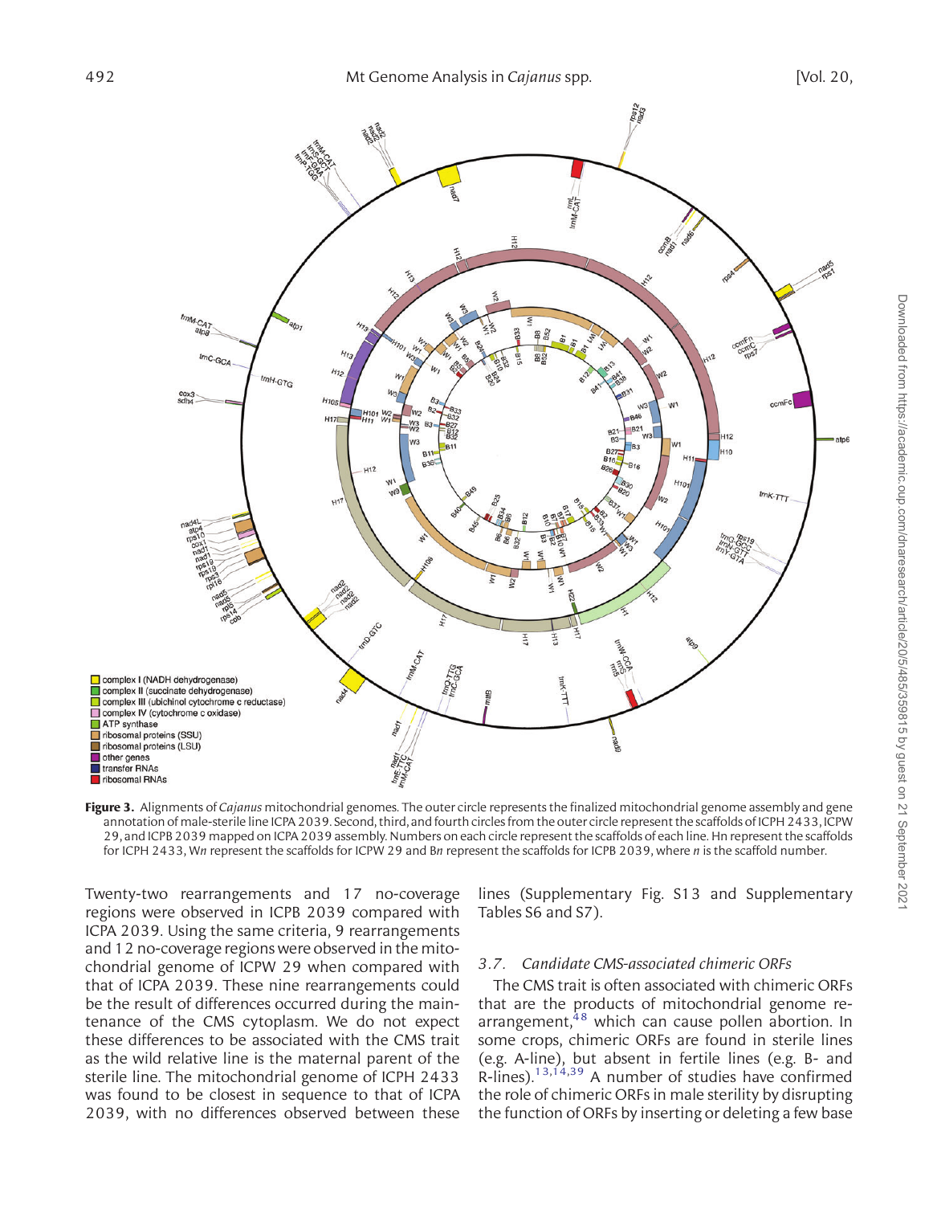**Figure 3.** Alignments of *Cajanus* mitochondrial genomes. The outer circle represents the finalized mitochondrial genome assembly and gene annotation of male-sterile line ICPA 2039. Second, third, and fourth circles from the outer circle represent the scaffolds of ICPH 2433, ICPW 29, and ICPB 2039 mapped on ICPA 2039 assembly. Numbers on each circle represent the scaffolds of each line. Hn represent the scaffolds for ICPH 2433, W*n* represent the scaffolds for ICPW 29 and B*n* represent the scaffolds for ICPB 2039, where *n* is the scaffold number.

Twenty-two rearrangements and 17 no-coverage regions were observed in ICPB 2039 compared with ICPA 2039. Using the same criteria, 9 rearrangements and 12 no-coverage regions were observed in the mitochondrial genome of ICPW 29 when compared with that of ICPA 2039. These nine rearrangements could be the result of differences occurred during the maintenance of the CMS cytoplasm. We do not expect these differences to be associated with the CMS trait as the wild relative line is the maternal parent of the sterile line. The mitochondrial genome of ICPH 2433 was found to be closest in sequence to that of ICPA 2039, with no differences observed between these lines (Supplementary Fig. S13 and Supplementary Tables S6 and S7).

### 3.7. Candidate CMS-associated chimeric ORFs

The CMS trait is often associated with chimeric ORFs that are the products of mitochondrial genome rearrangement,[48] which can cause pollen abortion. In some crops, chimeric ORFs are found in sterile lines (e.g. A-line), but absent in fertile lines (e.g. B- and R-lines).[13,14,39] A number of studies have confirmed the role of chimeric ORFs in male sterility by disrupting the function of ORFs by inserting or deleting a few base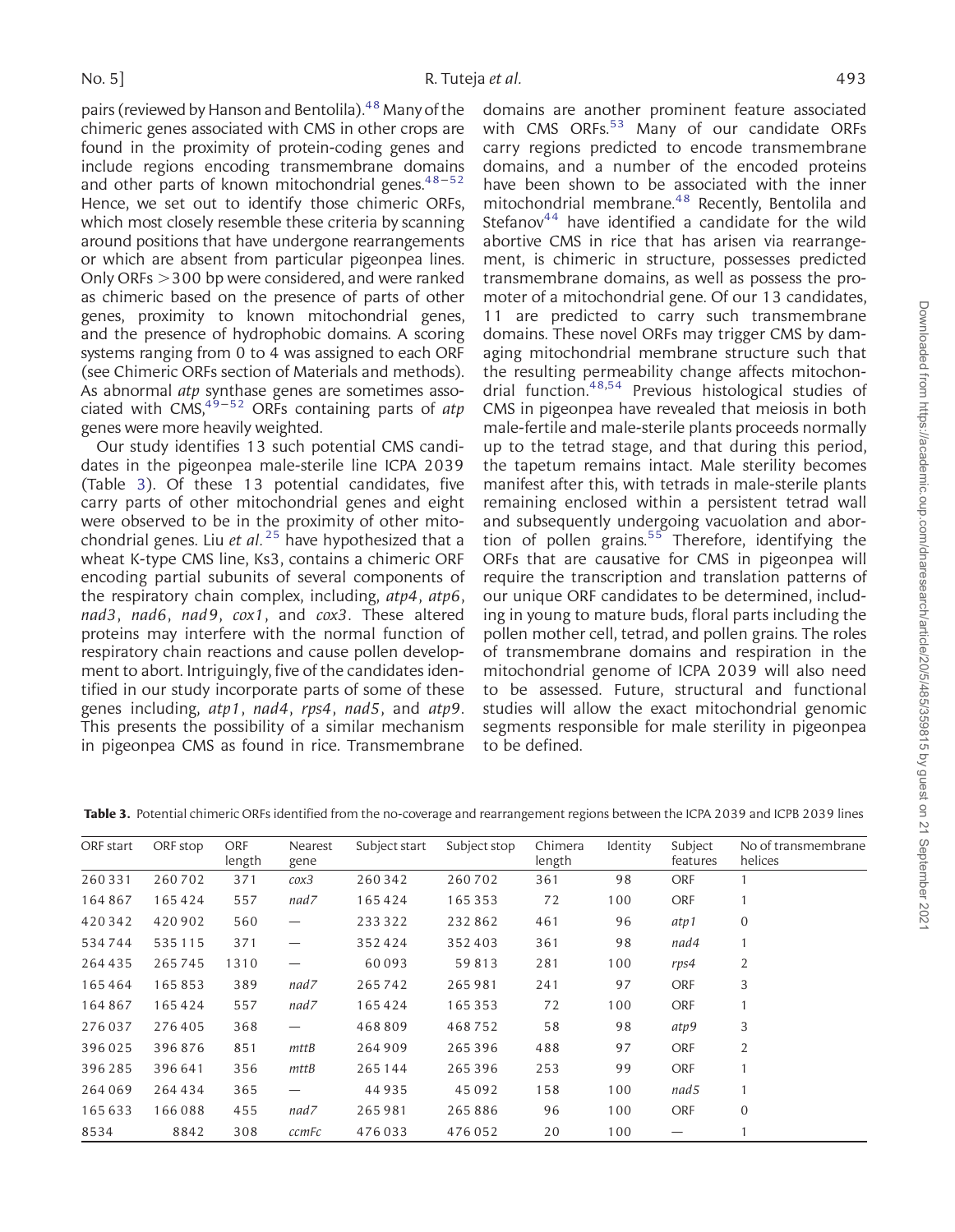pairs (reviewed by Hanson and Bentolila).[48] Many of the chimeric genes associated with CMS in other crops are found in the proximity of protein-coding genes and include regions encoding transmembrane domains and other parts of known mitochondrial genes.[48–52] Hence, we set out to identify those chimeric ORFs, which most closely resemble these criteria by scanning around positions that have undergone rearrangements or which are absent from particular pigeonpea lines. Only ORFs >300 bp were considered, and were ranked as chimeric based on the presence of parts of other genes, proximity to known mitochondrial genes, and the presence of hydrophobic domains. A scoring systems ranging from 0 to 4 was assigned to each ORF (see Chimeric ORFs section of Materials and methods). As abnormal *atp* synthase genes are sometimes associated with CMS,[49–52] ORFs containing parts of *atp* genes were more heavily weighted.

Our study identifies 13 such potential CMS candidates in the pigeonpea male-sterile line ICPA 2039 (Table 3). Of these 13 potential candidates, five carry parts of other mitochondrial genes and eight were observed to be in the proximity of other mitochondrial genes. Liu *et al.*[25] have hypothesized that a wheat K-type CMS line, Ks3, contains a chimeric ORF encoding partial subunits of several components of the respiratory chain complex, including, *atp4*, *atp6*, *nad3*, *nad6*, *nad9*, *cox1*, and *cox3*. These altered proteins may interfere with the normal function of respiratory chain reactions and cause pollen development to abort. Intriguingly, five of the candidates identified in our study incorporate parts of some of these genes including, *atp1*, *nad4*, *rps4*, *nad5*, and *atp9*. This presents the possibility of a similar mechanism in pigeonpea CMS as found in rice. Transmembrane domains are another prominent feature associated with CMS ORFs.[53] Many of our candidate ORFs carry regions predicted to encode transmembrane domains, and a number of the encoded proteins have been shown to be associated with the inner mitochondrial membrane.[48] Recently, Bentolila and Stefanov[44] have identified a candidate for the wild abortive CMS in rice that has arisen via rearrangement, is chimeric in structure, possesses predicted transmembrane domains, as well as possess the promoter of a mitochondrial gene. Of our 13 candidates, 11 are predicted to carry such transmembrane domains. These novel ORFs may trigger CMS by damaging mitochondrial membrane structure such that the resulting permeability change affects mitochondrial function.[48,54] Previous histological studies of CMS in pigeonpea have revealed that meiosis in both male-fertile and male-sterile plants proceeds normally up to the tetrad stage, and that during this period, the tapetum remains intact. Male sterility becomes manifest after this, with tetrads in male-sterile plants remaining enclosed within a persistent tetrad wall and subsequently undergoing vacuolation and abortion of pollen grains.[55] Therefore, identifying the ORFs that are causative for CMS in pigeonpea will require the transcription and translation patterns of our unique ORF candidates to be determined, including in young to mature buds, floral parts including the pollen mother cell, tetrad, and pollen grains. The roles of transmembrane domains and respiration in the mitochondrial genome of ICPA 2039 will also need to be assessed. Future, structural and functional studies will allow the exact mitochondrial genomic segments responsible for male sterility in pigeonpea to be defined.

**Table 3.** Potential chimeric ORFs identified from the no-coverage and rearrangement regions between the ICPA 2039 and ICPB 2039 lines

| ORF start | ORF stop | ORF length | Nearest gene | Subject start | Subject stop | Chimera length | Identity | Subject features | No of transmembrane helices |
|---|---|---|---|---|---|---|---|---|---|
| 260331 | 260702 | 371 | *cox3* | 260342 | 260702 | 361 | 98 | ORF | 1 |
| 164867 | 165424 | 557 | *nad7* | 165424 | 165353 | 72 | 100 | ORF | 1 |
| 420342 | 420902 | 560 | — | 233322 | 232862 | 461 | 96 | *atp1* | 0 |
| 534744 | 535115 | 371 | — | 352424 | 352403 | 361 | 98 | *nad4* | 1 |
| 264435 | 265745 | 1310 | — | 60093 | 59813 | 281 | 100 | *rps4* | 2 |
| 165464 | 165853 | 389 | *nad7* | 265742 | 265981 | 241 | 97 | ORF | 3 |
| 164867 | 165424 | 557 | *nad7* | 165424 | 165353 | 72 | 100 | ORF | 1 |
| 276037 | 276405 | 368 | — | 468809 | 468752 | 58 | 98 | *atp9* | 3 |
| 396025 | 396876 | 851 | *mttB* | 264909 | 265396 | 488 | 97 | ORF | 2 |
| 396285 | 396641 | 356 | *mttB* | 265144 | 265396 | 253 | 99 | ORF | 1 |
| 264069 | 264434 | 365 | — | 44935 | 45092 | 158 | 100 | *nad5* | 1 |
| 165633 | 166088 | 455 | *nad7* | 265981 | 265886 | 96 | 100 | ORF | 0 |
| 8534 | 8842 | 308 | *ccmFc* | 476033 | 476052 | 20 | 100 | — | 1 |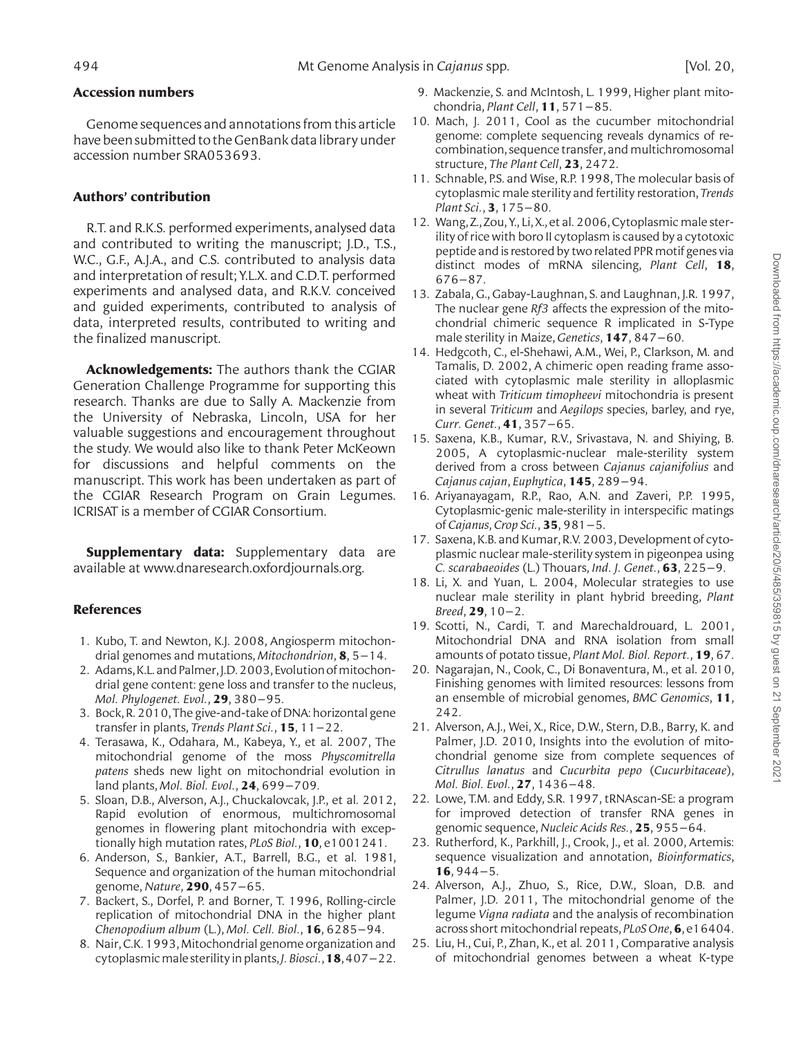## Accession numbers

Genome sequences and annotations from this article have been submitted to the GenBank data library under accession number SRA053693.

## Authors' contribution

R.T. and R.K.S. performed experiments, analysed data and contributed to writing the manuscript; J.D., T.S., W.C., G.F., A.J.A., and C.S. contributed to analysis data and interpretation of result; Y.L.X. and C.D.T. performed experiments and analysed data, and R.K.V. conceived and guided experiments, contributed to analysis of data, interpreted results, contributed to writing and the finalized manuscript.

**Acknowledgements:** The authors thank the CGIAR Generation Challenge Programme for supporting this research. Thanks are due to Sally A. Mackenzie from the University of Nebraska, Lincoln, USA for her valuable suggestions and encouragement throughout the study. We would also like to thank Peter McKeown for discussions and helpful comments on the manuscript. This work has been undertaken as part of the CGIAR Research Program on Grain Legumes. ICRISAT is a member of CGIAR Consortium.

**Supplementary data:** Supplementary data are available at www.dnaresearch.oxfordjournals.org.

## References

1. Kubo, T. and Newton, K.J. 2008, Angiosperm mitochondrial genomes and mutations, *Mitochondrion*, **8**, 5–14.
2. Adams, K.L. and Palmer, J.D. 2003, Evolution of mitochondrial gene content: gene loss and transfer to the nucleus, *Mol. Phylogenet. Evol.*, **29**, 380–95.
3. Bock, R. 2010, The give-and-take of DNA: horizontal gene transfer in plants, *Trends Plant Sci.*, **15**, 11–22.
4. Terasawa, K., Odahara, M., Kabeya, Y., et al. 2007, The mitochondrial genome of the moss *Physcomitrella patens* sheds new light on mitochondrial evolution in land plants, *Mol. Biol. Evol.*, **24**, 699–709.
5. Sloan, D.B., Alverson, A.J., Chuckalovcak, J.P., et al. 2012, Rapid evolution of enormous, multichromosomal genomes in flowering plant mitochondria with exceptionally high mutation rates, *PLoS Biol.*, **10**, e1001241.
6. Anderson, S., Bankier, A.T., Barrell, B.G., et al. 1981, Sequence and organization of the human mitochondrial genome, *Nature*, **290**, 457–65.
7. Backert, S., Dorfel, P. and Borner, T. 1996, Rolling-circle replication of mitochondrial DNA in the higher plant *Chenopodium album* (L.), *Mol. Cell. Biol.*, **16**, 6285–94.
8. Nair, C.K. 1993, Mitochondrial genome organization and cytoplasmic male sterility in plants, *J. Biosci.*, **18**, 407–22.
9. Mackenzie, S. and McIntosh, L. 1999, Higher plant mitochondria, *Plant Cell*, **11**, 571–85.
10. Mach, J. 2011, Cool as the cucumber mitochondrial genome: complete sequencing reveals dynamics of recombination, sequence transfer, and multichromosomal structure, *The Plant Cell*, **23**, 2472.
11. Schnable, P.S. and Wise, R.P. 1998, The molecular basis of cytoplasmic male sterility and fertility restoration, *Trends Plant Sci.*, **3**, 175–80.
12. Wang, Z., Zou, Y., Li, X., et al. 2006, Cytoplasmic male sterility of rice with boro II cytoplasm is caused by a cytotoxic peptide and is restored by two related PPR motif genes via distinct modes of mRNA silencing, *Plant Cell*, **18**, 676–87.
13. Zabala, G., Gabay-Laughnan, S. and Laughnan, J.R. 1997, The nuclear gene *Rf3* affects the expression of the mitochondrial chimeric sequence R implicated in S-Type male sterility in Maize, *Genetics*, **147**, 847–60.
14. Hedgcoth, C., el-Shehawi, A.M., Wei, P., Clarkson, M. and Tamalis, D. 2002, A chimeric open reading frame associated with cytoplasmic male sterility in alloplasmic wheat with *Triticum timopheevi* mitochondria is present in several *Triticum* and *Aegilops* species, barley, and rye, *Curr. Genet.*, **41**, 357–65.
15. Saxena, K.B., Kumar, R.V., Srivastava, N. and Shiying, B. 2005, A cytoplasmic-nuclear male-sterility system derived from a cross between *Cajanus cajanifolius* and *Cajanus cajan*, *Euphytica*, **145**, 289–94.
16. Ariyanayagam, R.P., Rao, A.N. and Zaveri, P.P. 1995, Cytoplasmic-genic male-sterility in interspecific matings of *Cajanus*, *Crop Sci.*, **35**, 981–5.
17. Saxena, K.B. and Kumar, R.V. 2003, Development of cytoplasmic nuclear male-sterility system in pigeonpea using *C. scarabaeoides* (L.) Thouars, *Ind. J. Genet.*, **63**, 225–9.
18. Li, X. and Yuan, L. 2004, Molecular strategies to use nuclear male sterility in plant hybrid breeding, *Plant Breed*, **29**, 10–2.
19. Scotti, N., Cardi, T. and Marechaldrouard, L. 2001, Mitochondrial DNA and RNA isolation from small amounts of potato tissue, *Plant Mol. Biol. Report.*, **19**, 67.
20. Nagarajan, N., Cook, C., Di Bonaventura, M., et al. 2010, Finishing genomes with limited resources: lessons from an ensemble of microbial genomes, *BMC Genomics*, **11**, 242.
21. Alverson, A.J., Wei, X., Rice, D.W., Stern, D.B., Barry, K. and Palmer, J.D. 2010, Insights into the evolution of mitochondrial genome size from complete sequences of *Citrullus lanatus* and *Cucurbita pepo* (*Cucurbitaceae*), *Mol. Biol. Evol.*, **27**, 1436–48.
22. Lowe, T.M. and Eddy, S.R. 1997, tRNAscan-SE: a program for improved detection of transfer RNA genes in genomic sequence, *Nucleic Acids Res.*, **25**, 955–64.
23. Rutherford, K., Parkhill, J., Crook, J., et al. 2000, Artemis: sequence visualization and annotation, *Bioinformatics*, **16**, 944–5.
24. Alverson, A.J., Zhuo, S., Rice, D.W., Sloan, D.B. and Palmer, J.D. 2011, The mitochondrial genome of the legume *Vigna radiata* and the analysis of recombination across short mitochondrial repeats, *PLoS One*, **6**, e16404.
25. Liu, H., Cui, P., Zhan, K., et al. 2011, Comparative analysis of mitochondrial genomes between a wheat K-type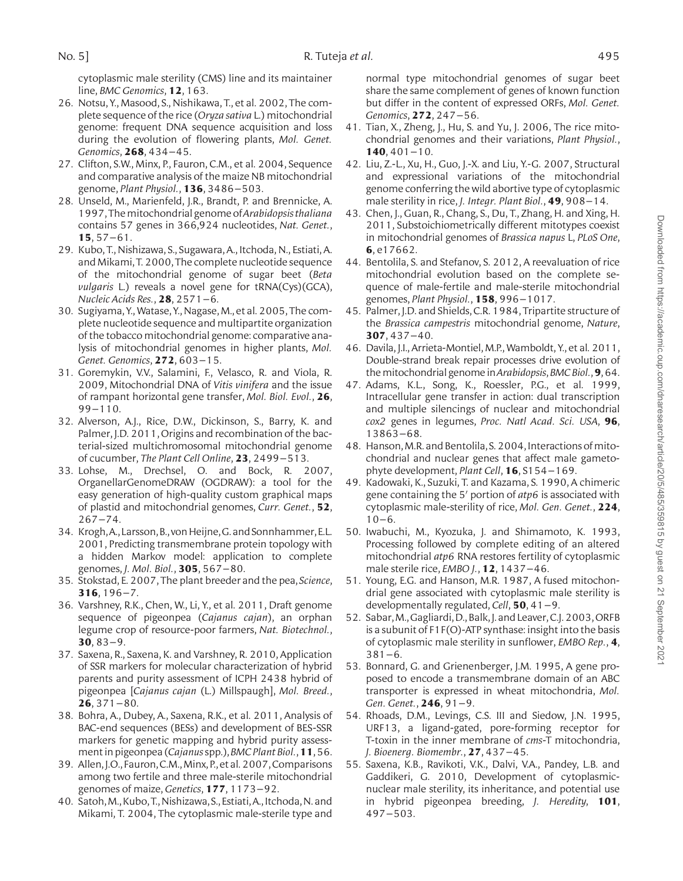cytoplasmic male sterility (CMS) line and its maintainer line, *BMC Genomics*, **12**, 163.

26. Notsu, Y., Masood, S., Nishikawa, T., et al. 2002, The complete sequence of the rice (*Oryza sativa* L.) mitochondrial genome: frequent DNA sequence acquisition and loss during the evolution of flowering plants, *Mol. Genet. Genomics*, **268**, 434–45.
27. Clifton, S.W., Minx, P., Fauron, C.M., et al. 2004, Sequence and comparative analysis of the maize NB mitochondrial genome, *Plant Physiol.*, **136**, 3486–503.
28. Unseld, M., Marienfeld, J.R., Brandt, P. and Brennicke, A. 1997, The mitochondrial genome of *Arabidopsis thaliana* contains 57 genes in 366,924 nucleotides, *Nat. Genet.*, **15**, 57–61.
29. Kubo, T., Nishizawa, S., Sugawara, A., Itchoda, N., Estiati, A. and Mikami, T. 2000, The complete nucleotide sequence of the mitochondrial genome of sugar beet (*Beta vulgaris* L.) reveals a novel gene for tRNA(Cys)(GCA), *Nucleic Acids Res.*, **28**, 2571–6.
30. Sugiyama, Y., Watase, Y., Nagase, M., et al. 2005, The complete nucleotide sequence and multipartite organization of the tobacco mitochondrial genome: comparative analysis of mitochondrial genomes in higher plants, *Mol. Genet. Genomics*, **272**, 603–15.
31. Goremykin, V.V., Salamini, F., Velasco, R. and Viola, R. 2009, Mitochondrial DNA of *Vitis vinifera* and the issue of rampant horizontal gene transfer, *Mol. Biol. Evol.*, **26**, 99–110.
32. Alverson, A.J., Rice, D.W., Dickinson, S., Barry, K. and Palmer, J.D. 2011, Origins and recombination of the bacterial-sized multichromosomal mitochondrial genome of cucumber, *The Plant Cell Online*, **23**, 2499–513.
33. Lohse, M., Drechsel, O. and Bock, R. 2007, OrganellarGenomeDRAW (OGDRAW): a tool for the easy generation of high-quality custom graphical maps of plastid and mitochondrial genomes, *Curr. Genet.*, **52**, 267–74.
34. Krogh, A., Larsson, B., von Heijne, G. and Sonnhammer, E.L. 2001, Predicting transmembrane protein topology with a hidden Markov model: application to complete genomes, *J. Mol. Biol.*, **305**, 567–80.
35. Stokstad, E. 2007, The plant breeder and the pea, *Science*, **316**, 196–7.
36. Varshney, R.K., Chen, W., Li, Y., et al. 2011, Draft genome sequence of pigeonpea (*Cajanus cajan*), an orphan legume crop of resource-poor farmers, *Nat. Biotechnol.*, **30**, 83–9.
37. Saxena, R., Saxena, K. and Varshney, R. 2010, Application of SSR markers for molecular characterization of hybrid parents and purity assessment of ICPH 2438 hybrid of pigeonpea [*Cajanus cajan* (L.) Millspaugh], *Mol. Breed.*, **26**, 371–80.
38. Bohra, A., Dubey, A., Saxena, R.K., et al. 2011, Analysis of BAC-end sequences (BESs) and development of BES-SSR markers for genetic mapping and hybrid purity assessment in pigeonpea (*Cajanus* spp.), *BMC Plant Biol.*, **11**, 56.
39. Allen, J.O., Fauron, C.M., Minx, P., et al. 2007, Comparisons among two fertile and three male-sterile mitochondrial genomes of maize, *Genetics*, **177**, 1173–92.
40. Satoh, M., Kubo, T., Nishizawa, S., Estiati, A., Itchoda, N. and Mikami, T. 2004, The cytoplasmic male-sterile type and normal type mitochondrial genomes of sugar beet share the same complement of genes of known function but differ in the content of expressed ORFs, *Mol. Genet. Genomics*, **272**, 247–56.
41. Tian, X., Zheng, J., Hu, S. and Yu, J. 2006, The rice mitochondrial genomes and their variations, *Plant Physiol.*, **140**, 401–10.
42. Liu, Z.-L., Xu, H., Guo, J.-X. and Liu, Y.-G. 2007, Structural and expressional variations of the mitochondrial genome conferring the wild abortive type of cytoplasmic male sterility in rice, *J. Integr. Plant Biol.*, **49**, 908–14.
43. Chen, J., Guan, R., Chang, S., Du, T., Zhang, H. and Xing, H. 2011, Substoichiometrically different mitotypes coexist in mitochondrial genomes of *Brassica napus* L, *PLoS One*, **6**, e17662.
44. Bentolila, S. and Stefanov, S. 2012, A reevaluation of rice mitochondrial evolution based on the complete sequence of male-fertile and male-sterile mitochondrial genomes, *Plant Physiol.*, **158**, 996–1017.
45. Palmer, J.D. and Shields, C.R. 1984, Tripartite structure of the *Brassica campestris* mitochondrial genome, *Nature*, **307**, 437–40.
46. Davila, J.I., Arrieta-Montiel, M.P., Wamboldt, Y., et al. 2011, Double-strand break repair processes drive evolution of the mitochondrial genome in *Arabidopsis*, *BMC Biol.*, **9**, 64.
47. Adams, K.L., Song, K., Roessler, P.G., et al. 1999, Intracellular gene transfer in action: dual transcription and multiple silencings of nuclear and mitochondrial *cox2* genes in legumes, *Proc. Natl Acad. Sci. USA*, **96**, 13863–68.
48. Hanson, M.R. and Bentolila, S. 2004, Interactions of mitochondrial and nuclear genes that affect male gametophyte development, *Plant Cell*, **16**, S154–169.
49. Kadowaki, K., Suzuki, T. and Kazama, S. 1990, A chimeric gene containing the 5′ portion of *atp6* is associated with cytoplasmic male-sterility of rice, *Mol. Gen. Genet.*, **224**, 10–6.
50. Iwabuchi, M., Kyozuka, J. and Shimamoto, K. 1993, Processing followed by complete editing of an altered mitochondrial *atp6* RNA restores fertility of cytoplasmic male sterile rice, *EMBO J.*, **12**, 1437–46.
51. Young, E.G. and Hanson, M.R. 1987, A fused mitochondrial gene associated with cytoplasmic male sterility is developmentally regulated, *Cell*, **50**, 41–9.
52. Sabar, M., Gagliardi, D., Balk, J. and Leaver, C.J. 2003, ORFB is a subunit of F1F(O)-ATP synthase: insight into the basis of cytoplasmic male sterility in sunflower, *EMBO Rep.*, **4**, 381–6.
53. Bonnard, G. and Grienenberger, J.M. 1995, A gene proposed to encode a transmembrane domain of an ABC transporter is expressed in wheat mitochondria, *Mol. Gen. Genet.*, **246**, 91–9.
54. Rhoads, D.M., Levings, C.S. III and Siedow, J.N. 1995, URF13, a ligand-gated, pore-forming receptor for T-toxin in the inner membrane of *cms*-T mitochondria, *J. Bioenerg. Biomembr.*, **27**, 437–45.
55. Saxena, K.B., Ravikoti, V.K., Dalvi, V.A., Pandey, L.B. and Gaddikeri, G. 2010, Development of cytoplasmic-nuclear male sterility, its inheritance, and potential use in hybrid pigeonpea breeding, *J. Heredity*, **101**, 497–503.